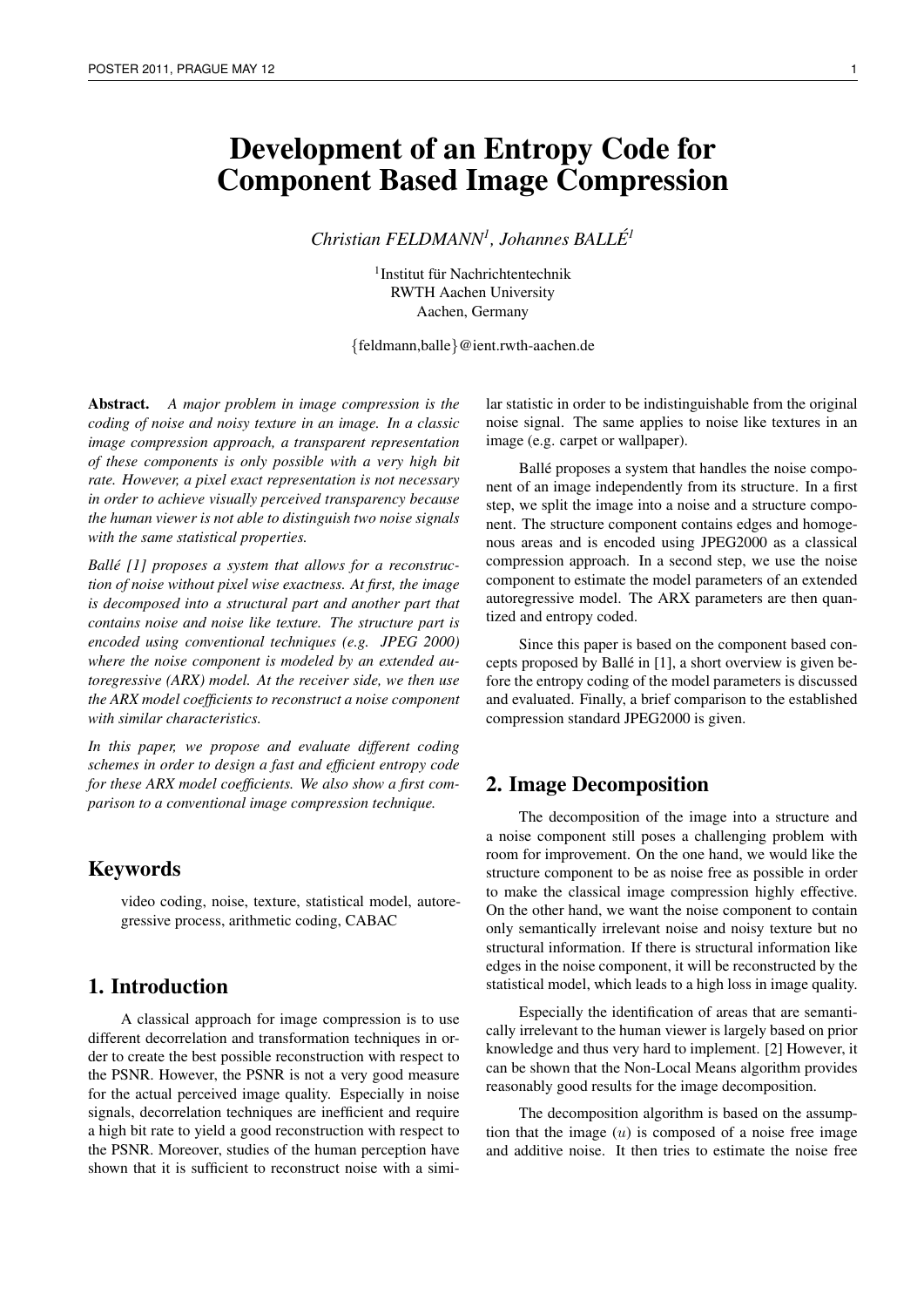// Development of an Entropy Code for Component Based Image Compression

*Christian FELDMANN[1], Johannes BALLÉ[1]*

[1]Institut für Nachrichtentechnik
RWTH Aachen University
Aachen, Germany

{feldmann,balle}@ient.rwth-aachen.de

**Abstract.** *A major problem in image compression is the coding of noise and noisy texture in an image. In a classic image compression approach, a transparent representation of these components is only possible with a very high bit rate. However, a pixel exact representation is not necessary in order to achieve visually perceived transparency because the human viewer is not able to distinguish two noise signals with the same statistical properties.*

*Ballé [1] proposes a system that allows for a reconstruction of noise without pixel wise exactness. At first, the image is decomposed into a structural part and another part that contains noise and noise like texture. The structure part is encoded using conventional techniques (e.g. JPEG 2000) where the noise component is modeled by an extended autoregressive (ARX) model. At the receiver side, we then use the ARX model coefficients to reconstruct a noise component with similar characteristics.*

*In this paper, we propose and evaluate different coding schemes in order to design a fast and efficient entropy code for these ARX model coefficients. We also show a first comparison to a conventional image compression technique.*

## Keywords

video coding, noise, texture, statistical model, autoregressive process, arithmetic coding, CABAC

## 1. Introduction

A classical approach for image compression is to use different decorrelation and transformation techniques in order to create the best possible reconstruction with respect to the PSNR. However, the PSNR is not a very good measure for the actual perceived image quality. Especially in noise signals, decorrelation techniques are inefficient and require a high bit rate to yield a good reconstruction with respect to the PSNR. Moreover, studies of the human perception have shown that it is sufficient to reconstruct noise with a similar statistic in order to be indistinguishable from the original noise signal. The same applies to noise like textures in an image (e.g. carpet or wallpaper).

Ballé proposes a system that handles the noise component of an image independently from its structure. In a first step, we split the image into a noise and a structure component. The structure component contains edges and homogenous areas and is encoded using JPEG2000 as a classical compression approach. In a second step, we use the noise component to estimate the model parameters of an extended autoregressive model. The ARX parameters are then quantized and entropy coded.

Since this paper is based on the component based concepts proposed by Ballé in [1], a short overview is given before the entropy coding of the model parameters is discussed and evaluated. Finally, a brief comparison to the established compression standard JPEG2000 is given.

## 2. Image Decomposition

The decomposition of the image into a structure and a noise component still poses a challenging problem with room for improvement. On the one hand, we would like the structure component to be as noise free as possible in order to make the classical image compression highly effective. On the other hand, we want the noise component to contain only semantically irrelevant noise and noisy texture but no structural information. If there is structural information like edges in the noise component, it will be reconstructed by the statistical model, which leads to a high loss in image quality.

Especially the identification of areas that are semantically irrelevant to the human viewer is largely based on prior knowledge and thus very hard to implement. [2] However, it can be shown that the Non-Local Means algorithm provides reasonably good results for the image decomposition.

The decomposition algorithm is based on the assumption that the image ($u$) is composed of a noise free image and additive noise. It then tries to estimate the noise free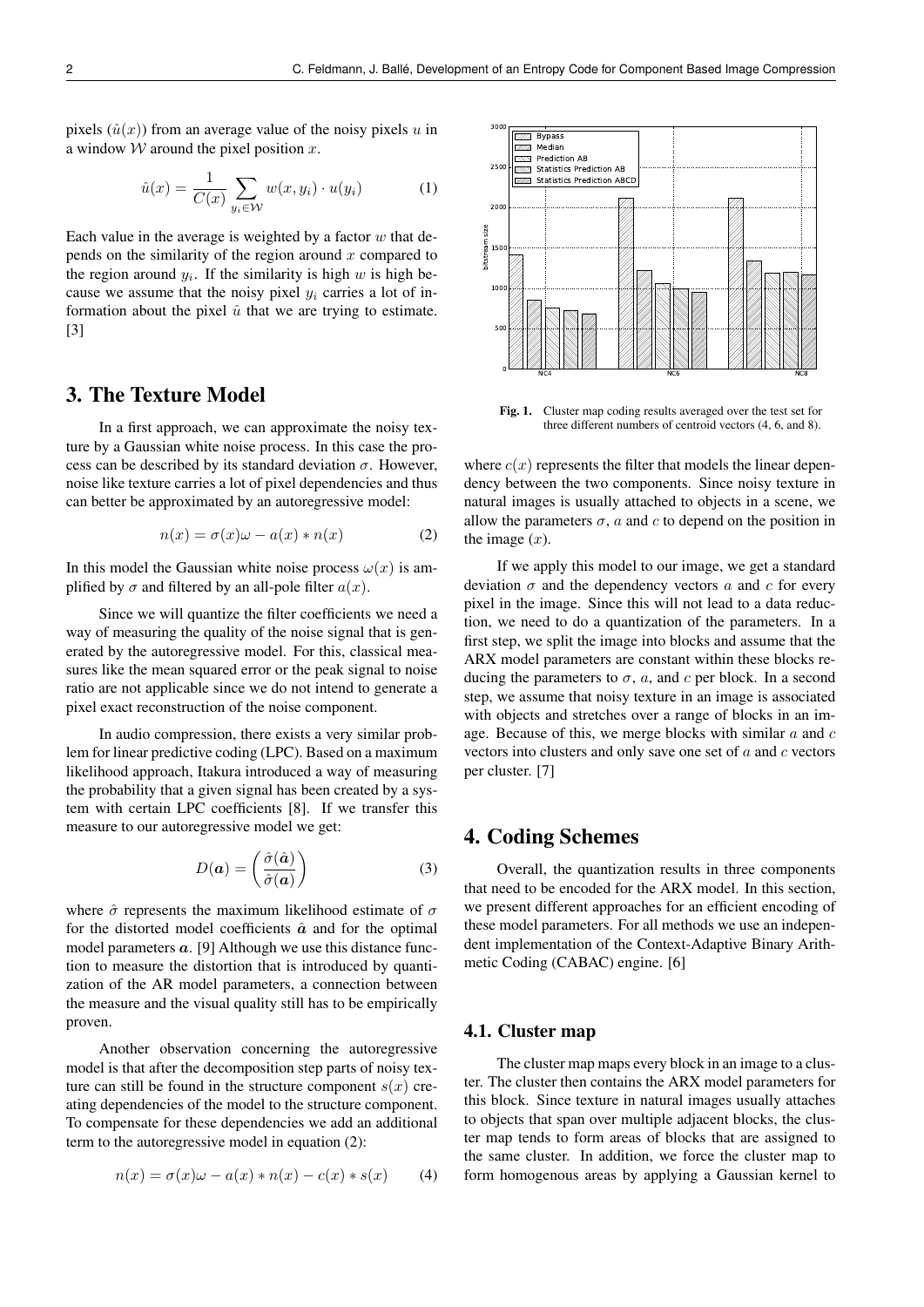pixels ($\hat{u}(x)$) from an average value of the noisy pixels $u$ in a window $\mathcal{W}$ around the pixel position $x$.

$$\hat{u}(x) = \frac{1}{C(x)} \sum_{y_i \in \mathcal{W}} w(x, y_i) \cdot u(y_i) \tag{1}$$

Each value in the average is weighted by a factor $w$ that depends on the similarity of the region around $x$ compared to the region around $y_i$. If the similarity is high $w$ is high because we assume that the noisy pixel $y_i$ carries a lot of information about the pixel $\hat{u}$ that we are trying to estimate. [3]

## 3. The Texture Model

In a first approach, we can approximate the noisy texture by a Gaussian white noise process. In this case the process can be described by its standard deviation $\sigma$. However, noise like texture carries a lot of pixel dependencies and thus can better be approximated by an autoregressive model:

$$n(x) = \sigma(x)\omega - a(x) * n(x) \tag{2}$$

In this model the Gaussian white noise process $\omega(x)$ is amplified by $\sigma$ and filtered by an all-pole filter $a(x)$.

Since we will quantize the filter coefficients we need a way of measuring the quality of the noise signal that is generated by the autoregressive model. For this, classical measures like the mean squared error or the peak signal to noise ratio are not applicable since we do not intend to generate a pixel exact reconstruction of the noise component.

In audio compression, there exists a very similar problem for linear predictive coding (LPC). Based on a maximum likelihood approach, Itakura introduced a way of measuring the probability that a given signal has been created by a system with certain LPC coefficients [8]. If we transfer this measure to our autoregressive model we get:

$$D(\boldsymbol{a}) = \left( \frac{\hat{\sigma}(\hat{\boldsymbol{a}})}{\hat{\sigma}(\boldsymbol{a})} \right) \tag{3}$$

where $\hat{\sigma}$ represents the maximum likelihood estimate of $\sigma$ for the distorted model coefficients $\hat{\boldsymbol{a}}$ and for the optimal model parameters $\boldsymbol{a}$. [9] Although we use this distance function to measure the distortion that is introduced by quantization of the AR model parameters, a connection between the measure and the visual quality still has to be empirically proven.

Another observation concerning the autoregressive model is that after the decomposition step parts of noisy texture can still be found in the structure component $s(x)$ creating dependencies of the model to the structure component. To compensate for these dependencies we add an additional term to the autoregressive model in equation (2):

$$n(x) = \sigma(x)\omega - a(x) * n(x) - c(x) * s(x) \tag{4}$$

**Fig. 1.** Cluster map coding results averaged over the test set for three different numbers of centroid vectors (4, 6, and 8).

where $c(x)$ represents the filter that models the linear dependency between the two components. Since noisy texture in natural images is usually attached to objects in a scene, we allow the parameters $\sigma$, $a$ and $c$ to depend on the position in the image ($x$).

If we apply this model to our image, we get a standard deviation $\sigma$ and the dependency vectors $a$ and $c$ for every pixel in the image. Since this will not lead to a data reduction, we need to do a quantization of the parameters. In a first step, we split the image into blocks and assume that the ARX model parameters are constant within these blocks reducing the parameters to $\sigma$, $a$, and $c$ per block. In a second step, we assume that noisy texture in an image is associated with objects and stretches over a range of blocks in an image. Because of this, we merge blocks with similar $a$ and $c$ vectors into clusters and only save one set of $a$ and $c$ vectors per cluster. [7]

## 4. Coding Schemes

Overall, the quantization results in three components that need to be encoded for the ARX model. In this section, we present different approaches for an efficient encoding of these model parameters. For all methods we use an independent implementation of the Context-Adaptive Binary Arithmetic Coding (CABAC) engine. [6]

### 4.1. Cluster map

The cluster map maps every block in an image to a cluster. The cluster then contains the ARX model parameters for this block. Since texture in natural images usually attaches to objects that span over multiple adjacent blocks, the cluster map tends to form areas of blocks that are assigned to the same cluster. In addition, we force the cluster map to form homogenous areas by applying a Gaussian kernel to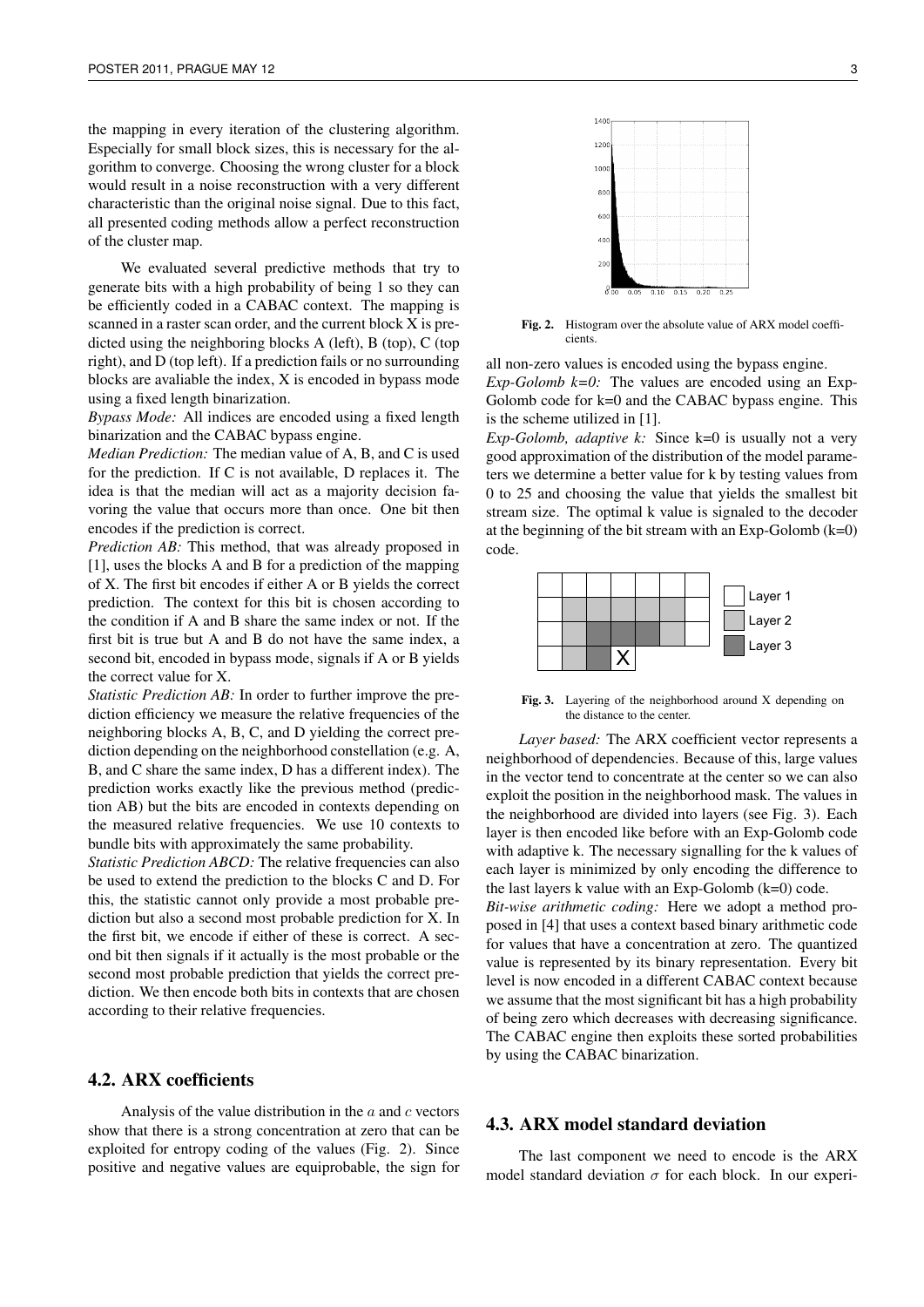the mapping in every iteration of the clustering algorithm. Especially for small block sizes, this is necessary for the algorithm to converge. Choosing the wrong cluster for a block would result in a noise reconstruction with a very different characteristic than the original noise signal. Due to this fact, all presented coding methods allow a perfect reconstruction of the cluster map.

We evaluated several predictive methods that try to generate bits with a high probability of being 1 so they can be efficiently coded in a CABAC context. The mapping is scanned in a raster scan order, and the current block X is predicted using the neighboring blocks A (left), B (top), C (top right), and D (top left). If a prediction fails or no surrounding blocks are avaliable the index, X is encoded in bypass mode using a fixed length binarization.

*Bypass Mode:* All indices are encoded using a fixed length binarization and the CABAC bypass engine.

*Median Prediction:* The median value of A, B, and C is used for the prediction. If C is not available, D replaces it. The idea is that the median will act as a majority decision favoring the value that occurs more than once. One bit then encodes if the prediction is correct.

*Prediction AB:* This method, that was already proposed in [1], uses the blocks A and B for a prediction of the mapping of X. The first bit encodes if either A or B yields the correct prediction. The context for this bit is chosen according to the condition if A and B share the same index or not. If the first bit is true but A and B do not have the same index, a second bit, encoded in bypass mode, signals if A or B yields the correct value for X.

*Statistic Prediction AB:* In order to further improve the prediction efficiency we measure the relative frequencies of the neighboring blocks A, B, C, and D yielding the correct prediction depending on the neighborhood constellation (e.g. A, B, and C share the same index, D has a different index). The prediction works exactly like the previous method (prediction AB) but the bits are encoded in contexts depending on the measured relative frequencies. We use 10 contexts to bundle bits with approximately the same probability.

*Statistic Prediction ABCD:* The relative frequencies can also be used to extend the prediction to the blocks C and D. For this, the statistic cannot only provide a most probable prediction but also a second most probable prediction for X. In the first bit, we encode if either of these is correct. A second bit then signals if it actually is the most probable or the second most probable prediction that yields the correct prediction. We then encode both bits in contexts that are chosen according to their relative frequencies.

## 4.2. ARX coefficients

Analysis of the value distribution in the $a$ and $c$ vectors show that there is a strong concentration at zero that can be exploited for entropy coding of the values (Fig. 2). Since positive and negative values are equiprobable, the sign for all non-zero values is encoded using the bypass engine.

1400
1200
1000
800
600
400
200
0
0.00 0.05 0.10 0.15 0.20 0.25

**Fig. 2.** Histogram over the absolute value of ARX model coefficients.

*Exp-Golomb k=0:* The values are encoded using an Exp-Golomb code for k=0 and the CABAC bypass engine. This is the scheme utilized in [1].

*Exp-Golomb, adaptive k:* Since k=0 is usually not a very good approximation of the distribution of the model parameters we determine a better value for k by testing values from 0 to 25 and choosing the value that yields the smallest bit stream size. The optimal k value is signaled to the decoder at the beginning of the bit stream with an Exp-Golomb (k=0) code.

X
Layer 1
Layer 2
Layer 3

**Fig. 3.** Layering of the neighborhood around X depending on the distance to the center.

*Layer based:* The ARX coefficient vector represents a neighborhood of dependencies. Because of this, large values in the vector tend to concentrate at the center so we can also exploit the position in the neighborhood mask. The values in the neighborhood are divided into layers (see Fig. 3). Each layer is then encoded like before with an Exp-Golomb code with adaptive k. The necessary signalling for the k values of each layer is minimized by only encoding the difference to the last layers k value with an Exp-Golomb (k=0) code.

*Bit-wise arithmetic coding:* Here we adopt a method proposed in [4] that uses a context based binary arithmetic code for values that have a concentration at zero. The quantized value is represented by its binary representation. Every bit level is now encoded in a different CABAC context because we assume that the most significant bit has a high probability of being zero which decreases with decreasing significance. The CABAC engine then exploits these sorted probabilities by using the CABAC binarization.

## 4.3. ARX model standard deviation

The last component we need to encode is the ARX model standard deviation $\sigma$ for each block. In our experi-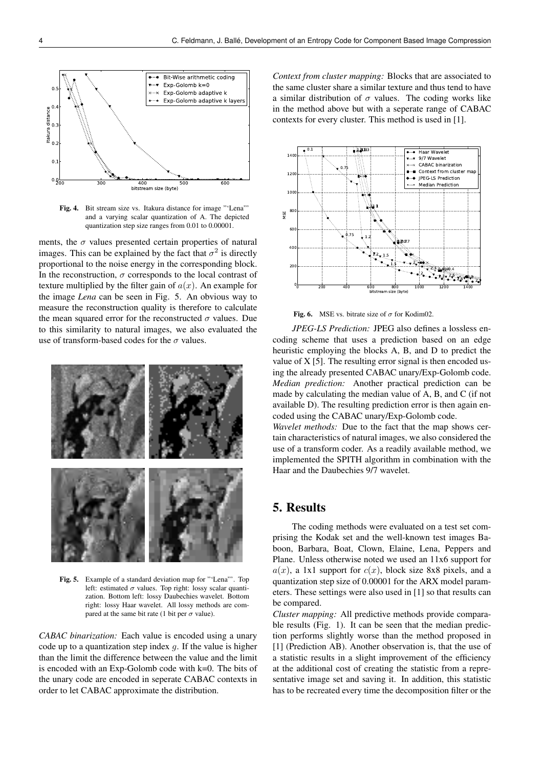Bit-Wise arithmetic coding
Exp-Golomb k=0
Exp-Golomb adaptive k
Exp-Golomb adaptive k layers
Itakura distance
bitstream size (byte)
0.0
0.1
0.2
0.3
0.4
0.5
200
300
400
500
600

**Fig. 4.** Bit stream size vs. Itakura distance for image "'Lena"' and a varying scalar quantization of A. The depicted quantization step size ranges from 0.01 to 0.00001.

ments, the $\sigma$ values presented certain properties of natural images. This can be explained by the fact that $\sigma^2$ is directly proportional to the noise energy in the corresponding block. In the reconstruction, $\sigma$ corresponds to the local contrast of texture multiplied by the filter gain of $a(x)$. An example for the image *Lena* can be seen in Fig. 5. An obvious way to measure the reconstruction quality is therefore to calculate the mean squared error for the reconstructed $\sigma$ values. Due to this similarity to natural images, we also evaluated the use of transform-based codes for the $\sigma$ values.

**Fig. 5.** Example of a standard deviation map for "'Lena"'. Top left: estimated $\sigma$ values. Top right: lossy scalar quantization. Bottom left: lossy Daubechies wavelet. Bottom right: lossy Haar wavelet. All lossy methods are compared at the same bit rate (1 bit per $\sigma$ value).

*CABAC binarization:* Each value is encoded using a unary code up to a quantization step index $g$. If the value is higher than the limit the difference between the value and the limit is encoded with an Exp-Golomb code with k=0. The bits of the unary code are encoded in seperate CABAC contexts in order to let CABAC approximate the distribution.

*Context from cluster mapping:* Blocks that are associated to the same cluster share a similar texture and thus tend to have a similar distribution of $\sigma$ values. The coding works like in the method above but with a seperate range of CABAC contexts for every cluster. This method is used in [1].

Haar Wavelet
9/7 Wavelet
CABAC binarization
Context from cluster map
JPEG-LS Prediction
Median Prediction
MSE
bitstream size (byte)
0
200
400
600
800
1000
1200
1400
0
200
400
600
800
1000
1200
1400

**Fig. 6.** MSE vs. bitrate size of $\sigma$ for Kodim02.

*JPEG-LS Prediction:* JPEG also defines a lossless encoding scheme that uses a prediction based on an edge heuristic employing the blocks A, B, and D to predict the value of X [5]. The resulting error signal is then encoded using the already presented CABAC unary/Exp-Golomb code.
*Median prediction:* Another practical prediction can be made by calculating the median value of A, B, and C (if not available D). The resulting prediction error is then again encoded using the CABAC unary/Exp-Golomb code.
*Wavelet methods:* Due to the fact that the map shows certain characteristics of natural images, we also considered the use of a transform coder. As a readily available method, we implemented the SPITH algorithm in combination with the Haar and the Daubechies 9/7 wavelet.

## 5. Results

The coding methods were evaluated on a test set comprising the Kodak set and the well-known test images Baboon, Barbara, Boat, Clown, Elaine, Lena, Peppers and Plane. Unless otherwise noted we used an 11x6 support for $a(x)$, a 1x1 support for $c(x)$, block size 8x8 pixels, and a quantization step size of 0.00001 for the ARX model parameters. These settings were also used in [1] so that results can be compared.
*Cluster mapping:* All predictive methods provide comparable results (Fig. 1). It can be seen that the median prediction performs slightly worse than the method proposed in [1] (Prediction AB). Another observation is, that the use of a statistic results in a slight improvement of the efficiency at the additional cost of creating the statistic from a representative image set and saving it. In addition, this statistic has to be recreated every time the decomposition filter or the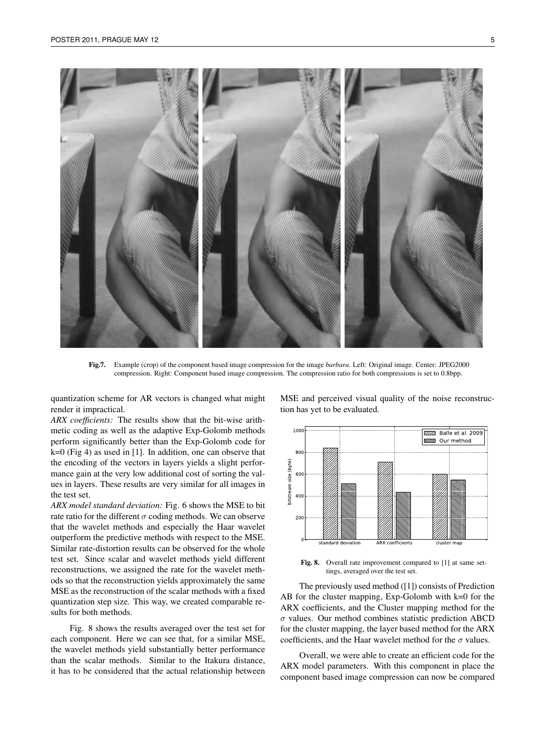Fig.7. Example (crop) of the component based image compression for the image *barbara*. Left: Original image. Center: JPEG2000 compression. Right: Component based image compression. The compression ratio for both compressions is set to 0.8bpp.

quantization scheme for AR vectors is changed what might render it impractical.

*ARX coefficients:* The results show that the bit-wise arithmetic coding as well as the adaptive Exp-Golomb methods perform significantly better than the Exp-Golomb code for k=0 (Fig 4) as used in [1]. In addition, one can observe that the encoding of the vectors in layers yields a slight performance gain at the very low additional cost of sorting the values in layers. These results are very similar for all images in the test set.

*ARX model standard deviation:* Fig. 6 shows the MSE to bit rate ratio for the different $\sigma$ coding methods. We can observe that the wavelet methods and especially the Haar wavelet outperform the predictive methods with respect to the MSE. Similar rate-distortion results can be observed for the whole test set. Since scalar and wavelet methods yield different reconstructions, we assigned the rate for the wavelet methods so that the reconstruction yields approximately the same MSE as the reconstruction of the scalar methods with a fixed quantization step size. This way, we created comparable results for both methods.

Fig. 8 shows the results averaged over the test set for each component. Here we can see that, for a similar MSE, the wavelet methods yield substantially better performance than the scalar methods. Similar to the Itakura distance, it has to be considered that the actual relationship between MSE and perceived visual quality of the noise reconstruction has yet to be evaluated.

bitstream size (byte)
1000
800
600
400
200
0
standard deviation
ARX coefficients
cluster map
Balle et al. 2009
Our method

Fig. 8. Overall rate improvement compared to [1] at same settings, averaged over the test set.

The previously used method ([1]) consists of Prediction AB for the cluster mapping, Exp-Golomb with k=0 for the ARX coefficients, and the Cluster mapping method for the $\sigma$ values. Our method combines statistic prediction ABCD for the cluster mapping, the layer based method for the ARX coefficients, and the Haar wavelet method for the $\sigma$ values.

Overall, we were able to create an efficient code for the ARX model parameters. With this component in place the component based image compression can now be compared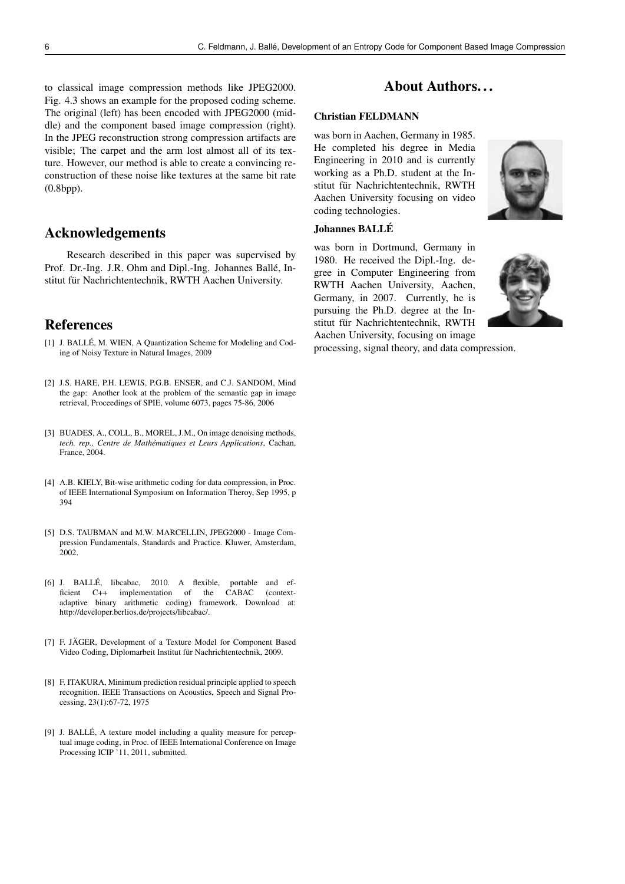to classical image compression methods like JPEG2000. Fig. 4.3 shows an example for the proposed coding scheme. The original (left) has been encoded with JPEG2000 (middle) and the component based image compression (right). In the JPEG reconstruction strong compression artifacts are visible; The carpet and the arm lost almost all of its texture. However, our method is able to create a convincing reconstruction of these noise like textures at the same bit rate (0.8bpp).

## Acknowledgements

Research described in this paper was supervised by Prof. Dr.-Ing. J.R. Ohm and Dipl.-Ing. Johannes Ballé, Institut für Nachrichtentechnik, RWTH Aachen University.

## References

[1] J. BALLÉ, M. WIEN, A Quantization Scheme for Modeling and Coding of Noisy Texture in Natural Images, 2009

[2] J.S. HARE, P.H. LEWIS, P.G.B. ENSER, and C.J. SANDOM, Mind the gap: Another look at the problem of the semantic gap in image retrieval, Proceedings of SPIE, volume 6073, pages 75-86, 2006

[3] BUADES, A., COLL, B., MOREL, J.M., On image denoising methods, *tech. rep., Centre de Mathématiques et Leurs Applications*, Cachan, France, 2004.

[4] A.B. KIELY, Bit-wise arithmetic coding for data compression, in Proc. of IEEE International Symposium on Information Theroy, Sep 1995, p 394

[5] D.S. TAUBMAN and M.W. MARCELLIN, JPEG2000 - Image Compression Fundamentals, Standards and Practice. Kluwer, Amsterdam, 2002.

[6] J. BALLÉ, libcabac, 2010. A flexible, portable and efficient C++ implementation of the CABAC (context-adaptive binary arithmetic coding) framework. Download at: http://developer.berlios.de/projects/libcabac/.

[7] F. JÄGER, Development of a Texture Model for Component Based Video Coding, Diplomarbeit Institut für Nachrichtentechnik, 2009.

[8] F. ITAKURA, Minimum prediction residual principle applied to speech recognition. IEEE Transactions on Acoustics, Speech and Signal Processing, 23(1):67-72, 1975

[9] J. BALLÉ, A texture model including a quality measure for perceptual image coding, in Proc. of IEEE International Conference on Image Processing ICIP '11, 2011, submitted.

## About Authors...

### Christian FELDMANN

was born in Aachen, Germany in 1985. He completed his degree in Media Engineering in 2010 and is currently working as a Ph.D. student at the Institut für Nachrichtentechnik, RWTH Aachen University focusing on video coding technologies.

### Johannes BALLÉ

was born in Dortmund, Germany in 1980. He received the Dipl.-Ing. degree in Computer Engineering from RWTH Aachen University, Aachen, Germany, in 2007. Currently, he is pursuing the Ph.D. degree at the Institut für Nachrichtentechnik, RWTH Aachen University, focusing on image processing, signal theory, and data compression.